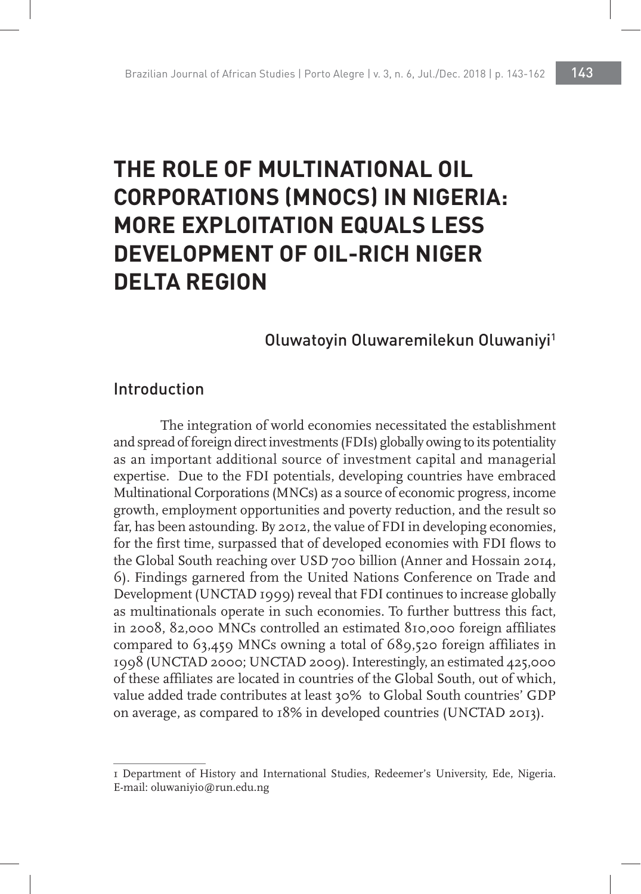# THE ROLE OF MULTINATIONAL OIL CORPORATIONS (MNOCS) IN NIGERIA: MORE EXPLOITATION EQUALS LESS DEVELOPMENT OF OIL-RICH NIGER DELTA REGION

Oluwatoyin Oluwaremilekun Oluwaniyi[1]

## Introduction

The integration of world economies necessitated the establishment and spread of foreign direct investments (FDIs) globally owing to its potentiality as an important additional source of investment capital and managerial expertise. Due to the FDI potentials, developing countries have embraced Multinational Corporations (MNCs) as a source of economic progress, income growth, employment opportunities and poverty reduction, and the result so far, has been astounding. By 2012, the value of FDI in developing economies, for the first time, surpassed that of developed economies with FDI flows to the Global South reaching over USD 700 billion (Anner and Hossain 2014, 6). Findings garnered from the United Nations Conference on Trade and Development (UNCTAD 1999) reveal that FDI continues to increase globally as multinationals operate in such economies. To further buttress this fact, in 2008, 82,000 MNCs controlled an estimated 810,000 foreign affiliates compared to 63,459 MNCs owning a total of 689,520 foreign affiliates in 1998 (UNCTAD 2000; UNCTAD 2009). Interestingly, an estimated 425,000 of these affiliates are located in countries of the Global South, out of which, value added trade contributes at least 30% to Global South countries' GDP on average, as compared to 18% in developed countries (UNCTAD 2013).

---

[1] Department of History and International Studies, Redeemer's University, Ede, Nigeria. E-mail: oluwaniyio@run.edu.ng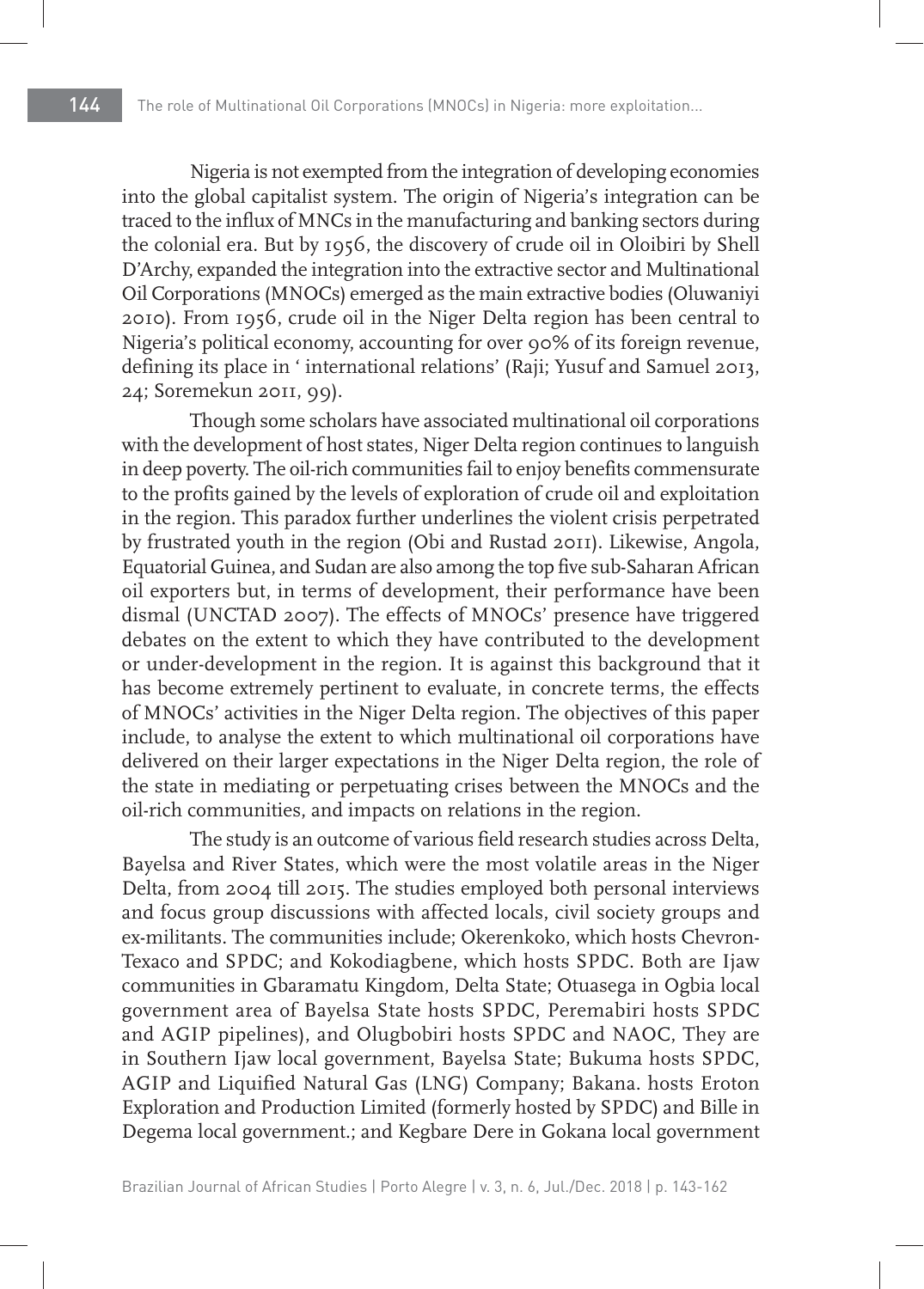Nigeria is not exempted from the integration of developing economies into the global capitalist system. The origin of Nigeria's integration can be traced to the influx of MNCs in the manufacturing and banking sectors during the colonial era. But by 1956, the discovery of crude oil in Oloibiri by Shell D'Archy, expanded the integration into the extractive sector and Multinational Oil Corporations (MNOCs) emerged as the main extractive bodies (Oluwaniyi 2010). From 1956, crude oil in the Niger Delta region has been central to Nigeria's political economy, accounting for over 90% of its foreign revenue, defining its place in ' international relations' (Raji; Yusuf and Samuel 2013, 24; Soremekun 2011, 99).

Though some scholars have associated multinational oil corporations with the development of host states, Niger Delta region continues to languish in deep poverty. The oil-rich communities fail to enjoy benefits commensurate to the profits gained by the levels of exploration of crude oil and exploitation in the region. This paradox further underlines the violent crisis perpetrated by frustrated youth in the region (Obi and Rustad 2011). Likewise, Angola, Equatorial Guinea, and Sudan are also among the top five sub-Saharan African oil exporters but, in terms of development, their performance have been dismal (UNCTAD 2007). The effects of MNOCs' presence have triggered debates on the extent to which they have contributed to the development or under-development in the region. It is against this background that it has become extremely pertinent to evaluate, in concrete terms, the effects of MNOCs' activities in the Niger Delta region. The objectives of this paper include, to analyse the extent to which multinational oil corporations have delivered on their larger expectations in the Niger Delta region, the role of the state in mediating or perpetuating crises between the MNOCs and the oil-rich communities, and impacts on relations in the region.

The study is an outcome of various field research studies across Delta, Bayelsa and River States, which were the most volatile areas in the Niger Delta, from 2004 till 2015. The studies employed both personal interviews and focus group discussions with affected locals, civil society groups and ex-militants. The communities include; Okerenkoko, which hosts Chevron-Texaco and SPDC; and Kokodiagbene, which hosts SPDC. Both are Ijaw communities in Gbaramatu Kingdom, Delta State; Otuasega in Ogbia local government area of Bayelsa State hosts SPDC, Peremabiri hosts SPDC and AGIP pipelines), and Olugbobiri hosts SPDC and NAOC, They are in Southern Ijaw local government, Bayelsa State; Bukuma hosts SPDC, AGIP and Liquified Natural Gas (LNG) Company; Bakana. hosts Eroton Exploration and Production Limited (formerly hosted by SPDC) and Bille in Degema local government.; and Kegbare Dere in Gokana local government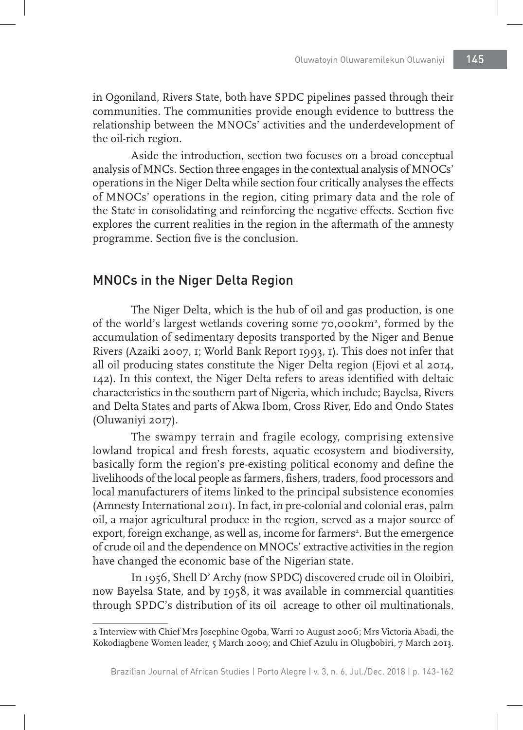in Ogoniland, Rivers State, both have SPDC pipelines passed through their communities. The communities provide enough evidence to buttress the relationship between the MNOCs' activities and the underdevelopment of the oil-rich region.

Aside the introduction, section two focuses on a broad conceptual analysis of MNCs. Section three engages in the contextual analysis of MNOCs' operations in the Niger Delta while section four critically analyses the effects of MNOCs' operations in the region, citing primary data and the role of the State in consolidating and reinforcing the negative effects. Section five explores the current realities in the region in the aftermath of the amnesty programme. Section five is the conclusion.

## MNOCs in the Niger Delta Region

The Niger Delta, which is the hub of oil and gas production, is one of the world's largest wetlands covering some 70,000km², formed by the accumulation of sedimentary deposits transported by the Niger and Benue Rivers (Azaiki 2007, 1; World Bank Report 1993, 1). This does not infer that all oil producing states constitute the Niger Delta region (Ejovi et al 2014, 142). In this context, the Niger Delta refers to areas identified with deltaic characteristics in the southern part of Nigeria, which include; Bayelsa, Rivers and Delta States and parts of Akwa Ibom, Cross River, Edo and Ondo States (Oluwaniyi 2017).

The swampy terrain and fragile ecology, comprising extensive lowland tropical and fresh forests, aquatic ecosystem and biodiversity, basically form the region's pre-existing political economy and define the livelihoods of the local people as farmers, fishers, traders, food processors and local manufacturers of items linked to the principal subsistence economies (Amnesty International 2011). In fact, in pre-colonial and colonial eras, palm oil, a major agricultural produce in the region, served as a major source of export, foreign exchange, as well as, income for farmers[2]. But the emergence of crude oil and the dependence on MNOCs' extractive activities in the region have changed the economic base of the Nigerian state.

In 1956, Shell D' Archy (now SPDC) discovered crude oil in Oloibiri, now Bayelsa State, and by 1958, it was available in commercial quantities through SPDC's distribution of its oil acreage to other oil multinationals,

---

2 Interview with Chief Mrs Josephine Ogoba, Warri 10 August 2006; Mrs Victoria Abadi, the Kokodiagbene Women leader, 5 March 2009; and Chief Azulu in Olugbobiri, 7 March 2013.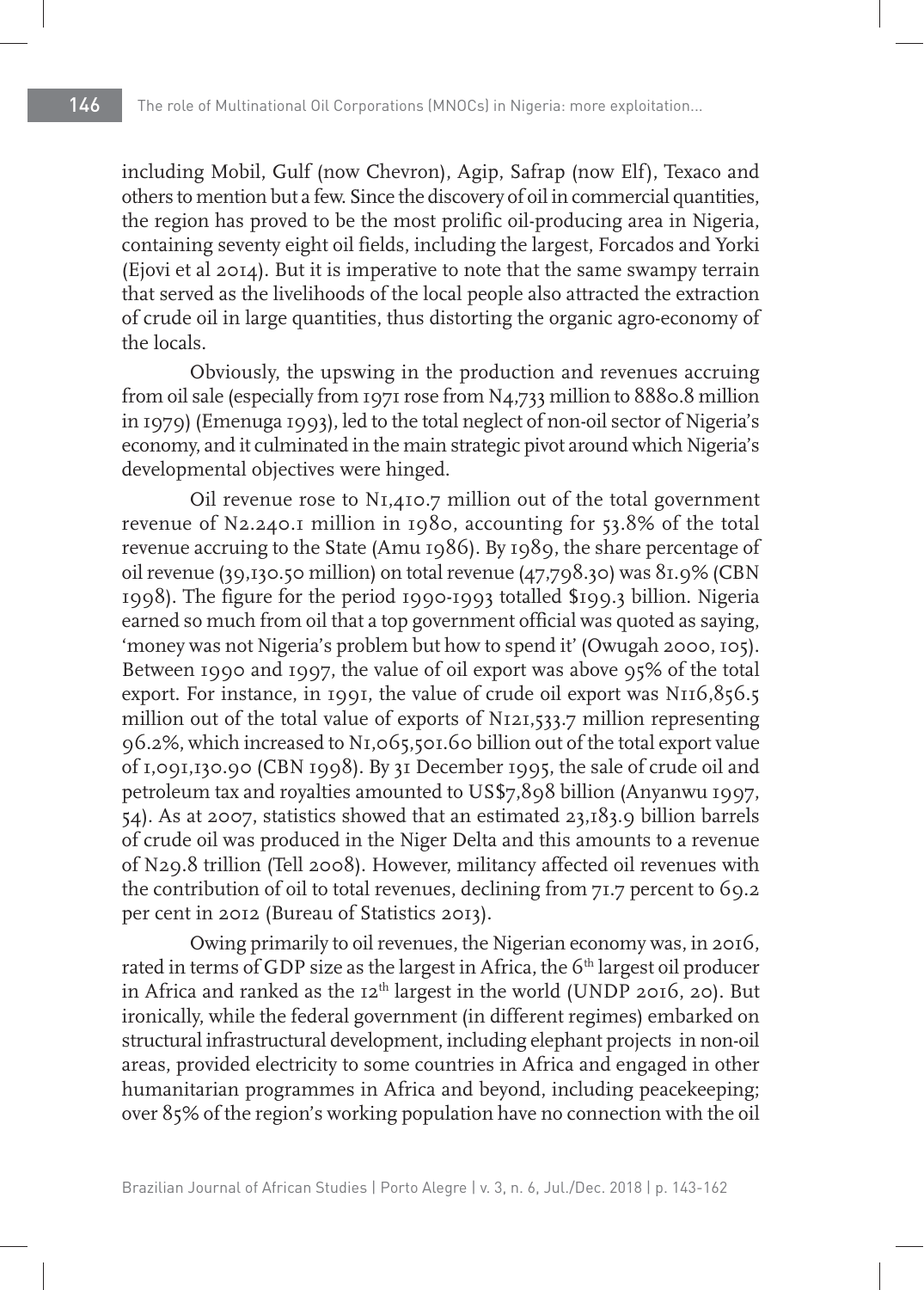including Mobil, Gulf (now Chevron), Agip, Safrap (now Elf), Texaco and others to mention but a few. Since the discovery of oil in commercial quantities, the region has proved to be the most prolific oil-producing area in Nigeria, containing seventy eight oil fields, including the largest, Forcados and Yorki (Ejovi et al 2014). But it is imperative to note that the same swampy terrain that served as the livelihoods of the local people also attracted the extraction of crude oil in large quantities, thus distorting the organic agro-economy of the locals.

Obviously, the upswing in the production and revenues accruing from oil sale (especially from 1971 rose from N4,733 million to 8880.8 million in 1979) (Emenuga 1993), led to the total neglect of non-oil sector of Nigeria's economy, and it culminated in the main strategic pivot around which Nigeria's developmental objectives were hinged.

Oil revenue rose to N1,410.7 million out of the total government revenue of N2.240.1 million in 1980, accounting for 53.8% of the total revenue accruing to the State (Amu 1986). By 1989, the share percentage of oil revenue (39,130.50 million) on total revenue (47,798.30) was 81.9% (CBN 1998). The figure for the period 1990-1993 totalled $199.3 billion. Nigeria earned so much from oil that a top government official was quoted as saying, 'money was not Nigeria's problem but how to spend it' (Owugah 2000, 105). Between 1990 and 1997, the value of oil export was above 95% of the total export. For instance, in 1991, the value of crude oil export was N116,856.5 million out of the total value of exports of N121,533.7 million representing 96.2%, which increased to N1,065,501.60 billion out of the total export value of 1,091,130.90 (CBN 1998). By 31 December 1995, the sale of crude oil and petroleum tax and royalties amounted to US$7,898 billion (Anyanwu 1997, 54). As at 2007, statistics showed that an estimated 23,183.9 billion barrels of crude oil was produced in the Niger Delta and this amounts to a revenue of N29.8 trillion (Tell 2008). However, militancy affected oil revenues with the contribution of oil to total revenues, declining from 71.7 percent to 69.2 per cent in 2012 (Bureau of Statistics 2013).

Owing primarily to oil revenues, the Nigerian economy was, in 2016, rated in terms of GDP size as the largest in Africa, the 6th largest oil producer in Africa and ranked as the 12th largest in the world (UNDP 2016, 20). But ironically, while the federal government (in different regimes) embarked on structural infrastructural development, including elephant projects in non-oil areas, provided electricity to some countries in Africa and engaged in other humanitarian programmes in Africa and beyond, including peacekeeping; over 85% of the region's working population have no connection with the oil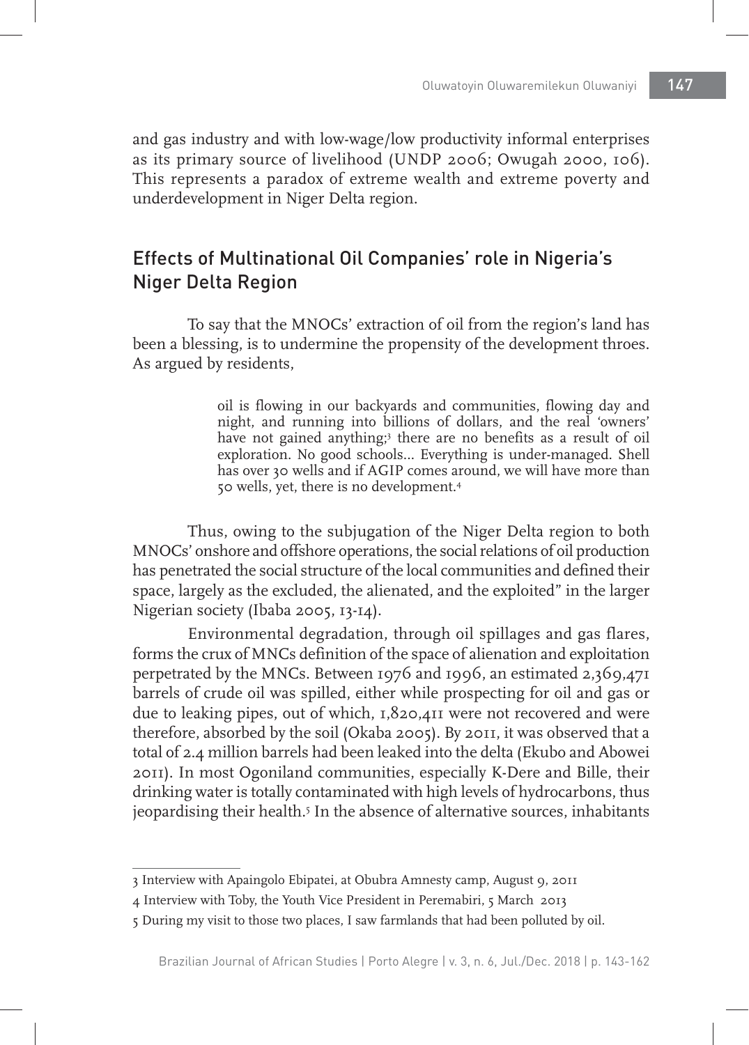and gas industry and with low-wage/low productivity informal enterprises as its primary source of livelihood (UNDP 2006; Owugah 2000, 106). This represents a paradox of extreme wealth and extreme poverty and underdevelopment in Niger Delta region.

## Effects of Multinational Oil Companies' role in Nigeria's Niger Delta Region

To say that the MNOCs' extraction of oil from the region's land has been a blessing, is to undermine the propensity of the development throes. As argued by residents,

> oil is flowing in our backyards and communities, flowing day and night, and running into billions of dollars, and the real 'owners' have not gained anything;[3] there are no benefits as a result of oil exploration. No good schools... Everything is under-managed. Shell has over 30 wells and if AGIP comes around, we will have more than 50 wells, yet, there is no development.[4]

Thus, owing to the subjugation of the Niger Delta region to both MNOCs' onshore and offshore operations, the social relations of oil production has penetrated the social structure of the local communities and defined their space, largely as the excluded, the alienated, and the exploited" in the larger Nigerian society (Ibaba 2005, 13-14).

Environmental degradation, through oil spillages and gas flares, forms the crux of MNCs definition of the space of alienation and exploitation perpetrated by the MNCs. Between 1976 and 1996, an estimated 2,369,471 barrels of crude oil was spilled, either while prospecting for oil and gas or due to leaking pipes, out of which, 1,820,411 were not recovered and were therefore, absorbed by the soil (Okaba 2005). By 2011, it was observed that a total of 2.4 million barrels had been leaked into the delta (Ekubo and Abowei 2011). In most Ogoniland communities, especially K-Dere and Bille, their drinking water is totally contaminated with high levels of hydrocarbons, thus jeopardising their health.[5] In the absence of alternative sources, inhabitants

---

3 Interview with Apaingolo Ebipatei, at Obubra Amnesty camp, August 9, 2011

4 Interview with Toby, the Youth Vice President in Peremabiri, 5 March 2013

5 During my visit to those two places, I saw farmlands that had been polluted by oil.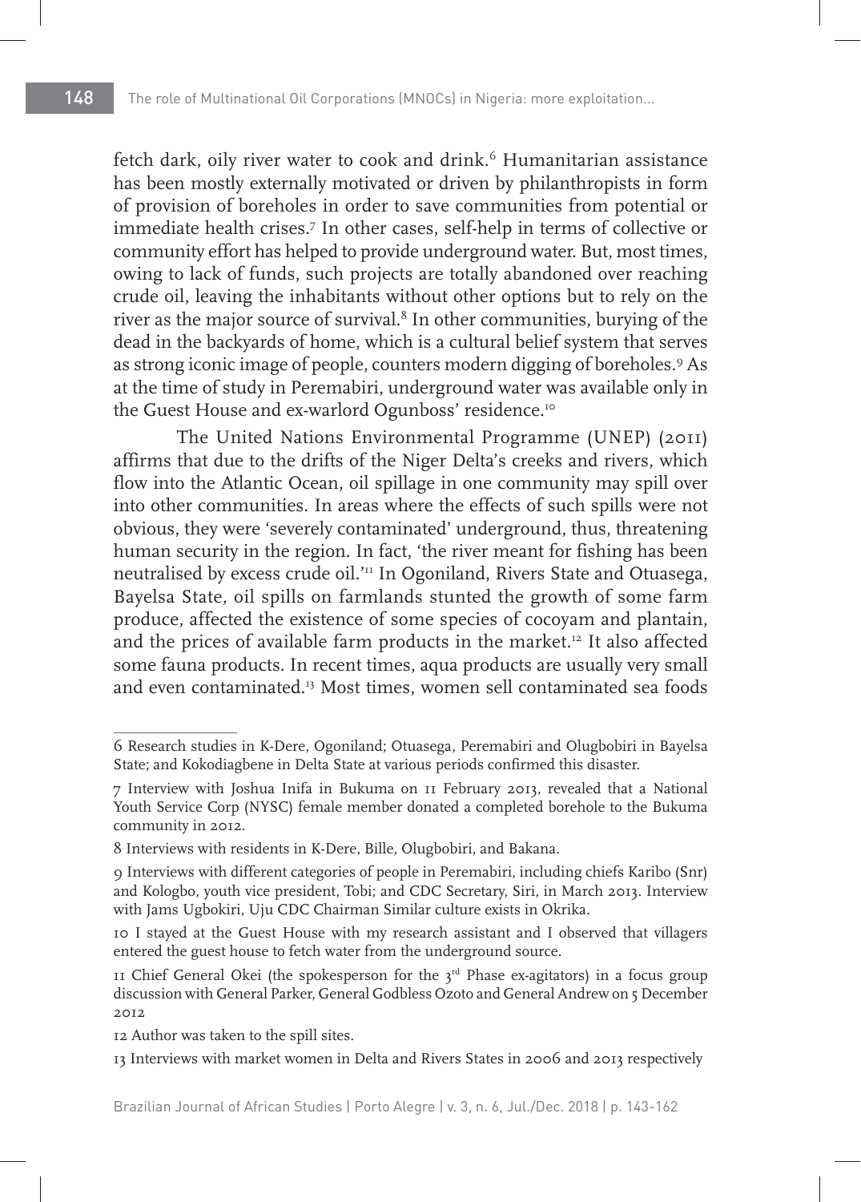fetch dark, oily river water to cook and drink.[6] Humanitarian assistance has been mostly externally motivated or driven by philanthropists in form of provision of boreholes in order to save communities from potential or immediate health crises.[7] In other cases, self-help in terms of collective or community effort has helped to provide underground water. But, most times, owing to lack of funds, such projects are totally abandoned over reaching crude oil, leaving the inhabitants without other options but to rely on the river as the major source of survival.[8] In other communities, burying of the dead in the backyards of home, which is a cultural belief system that serves as strong iconic image of people, counters modern digging of boreholes.[9] As at the time of study in Peremabiri, underground water was available only in the Guest House and ex-warlord Ogunboss' residence.[10]

The United Nations Environmental Programme (UNEP) (2011) affirms that due to the drifts of the Niger Delta's creeks and rivers, which flow into the Atlantic Ocean, oil spillage in one community may spill over into other communities. In areas where the effects of such spills were not obvious, they were 'severely contaminated' underground, thus, threatening human security in the region. In fact, 'the river meant for fishing has been neutralised by excess crude oil.'[11] In Ogoniland, Rivers State and Otuasega, Bayelsa State, oil spills on farmlands stunted the growth of some farm produce, affected the existence of some species of cocoyam and plantain, and the prices of available farm products in the market.[12] It also affected some fauna products. In recent times, aqua products are usually very small and even contaminated.[13] Most times, women sell contaminated sea foods

---

6 Research studies in K-Dere, Ogoniland; Otuasega, Peremabiri and Olugbobiri in Bayelsa State; and Kokodiagbene in Delta State at various periods confirmed this disaster.

7 Interview with Joshua Inifa in Bukuma on 11 February 2013, revealed that a National Youth Service Corp (NYSC) female member donated a completed borehole to the Bukuma community in 2012.

8 Interviews with residents in K-Dere, Bille, Olugbobiri, and Bakana.

9 Interviews with different categories of people in Peremabiri, including chiefs Karibo (Snr) and Kologbo, youth vice president, Tobi; and CDC Secretary, Siri, in March 2013. Interview with Jams Ugbokiri, Uju CDC Chairman Similar culture exists in Okrika.

10 I stayed at the Guest House with my research assistant and I observed that villagers entered the guest house to fetch water from the underground source.

11 Chief General Okei (the spokesperson for the 3rd Phase ex-agitators) in a focus group discussion with General Parker, General Godbless Ozoto and General Andrew on 5 December 2012

12 Author was taken to the spill sites.

13 Interviews with market women in Delta and Rivers States in 2006 and 2013 respectively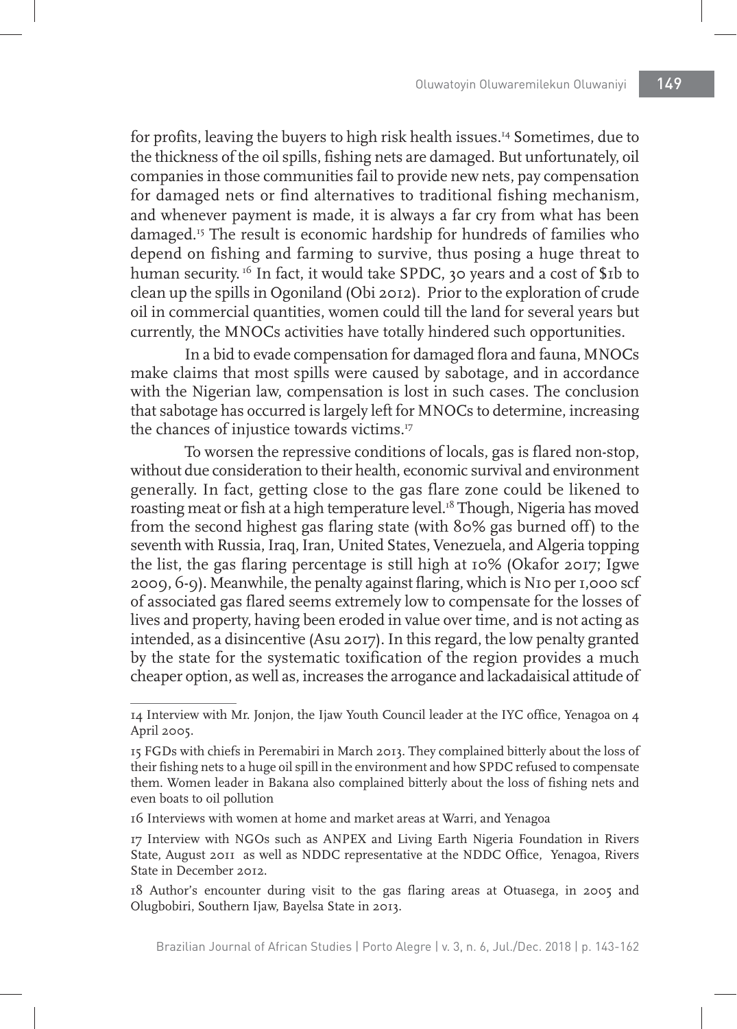for profits, leaving the buyers to high risk health issues.[14] Sometimes, due to the thickness of the oil spills, fishing nets are damaged. But unfortunately, oil companies in those communities fail to provide new nets, pay compensation for damaged nets or find alternatives to traditional fishing mechanism, and whenever payment is made, it is always a far cry from what has been damaged.[15] The result is economic hardship for hundreds of families who depend on fishing and farming to survive, thus posing a huge threat to human security. [16] In fact, it would take SPDC, 30 years and a cost of $1b to clean up the spills in Ogoniland (Obi 2012). Prior to the exploration of crude oil in commercial quantities, women could till the land for several years but currently, the MNOCs activities have totally hindered such opportunities.

In a bid to evade compensation for damaged flora and fauna, MNOCs make claims that most spills were caused by sabotage, and in accordance with the Nigerian law, compensation is lost in such cases. The conclusion that sabotage has occurred is largely left for MNOCs to determine, increasing the chances of injustice towards victims.[17]

To worsen the repressive conditions of locals, gas is flared non-stop, without due consideration to their health, economic survival and environment generally. In fact, getting close to the gas flare zone could be likened to roasting meat or fish at a high temperature level.[18] Though, Nigeria has moved from the second highest gas flaring state (with 80% gas burned off) to the seventh with Russia, Iraq, Iran, United States, Venezuela, and Algeria topping the list, the gas flaring percentage is still high at 10% (Okafor 2017; Igwe 2009, 6-9). Meanwhile, the penalty against flaring, which is N10 per 1,000 scf of associated gas flared seems extremely low to compensate for the losses of lives and property, having been eroded in value over time, and is not acting as intended, as a disincentive (Asu 2017). In this regard, the low penalty granted by the state for the systematic toxification of the region provides a much cheaper option, as well as, increases the arrogance and lackadaisical attitude of

---

14 Interview with Mr. Jonjon, the Ijaw Youth Council leader at the IYC office, Yenagoa on 4 April 2005.

15 FGDs with chiefs in Peremabiri in March 2013. They complained bitterly about the loss of their fishing nets to a huge oil spill in the environment and how SPDC refused to compensate them. Women leader in Bakana also complained bitterly about the loss of fishing nets and even boats to oil pollution

16 Interviews with women at home and market areas at Warri, and Yenagoa

17 Interview with NGOs such as ANPEX and Living Earth Nigeria Foundation in Rivers State, August 2011 as well as NDDC representative at the NDDC Office, Yenagoa, Rivers State in December 2012.

18 Author's encounter during visit to the gas flaring areas at Otuasega, in 2005 and Olugbobiri, Southern Ijaw, Bayelsa State in 2013.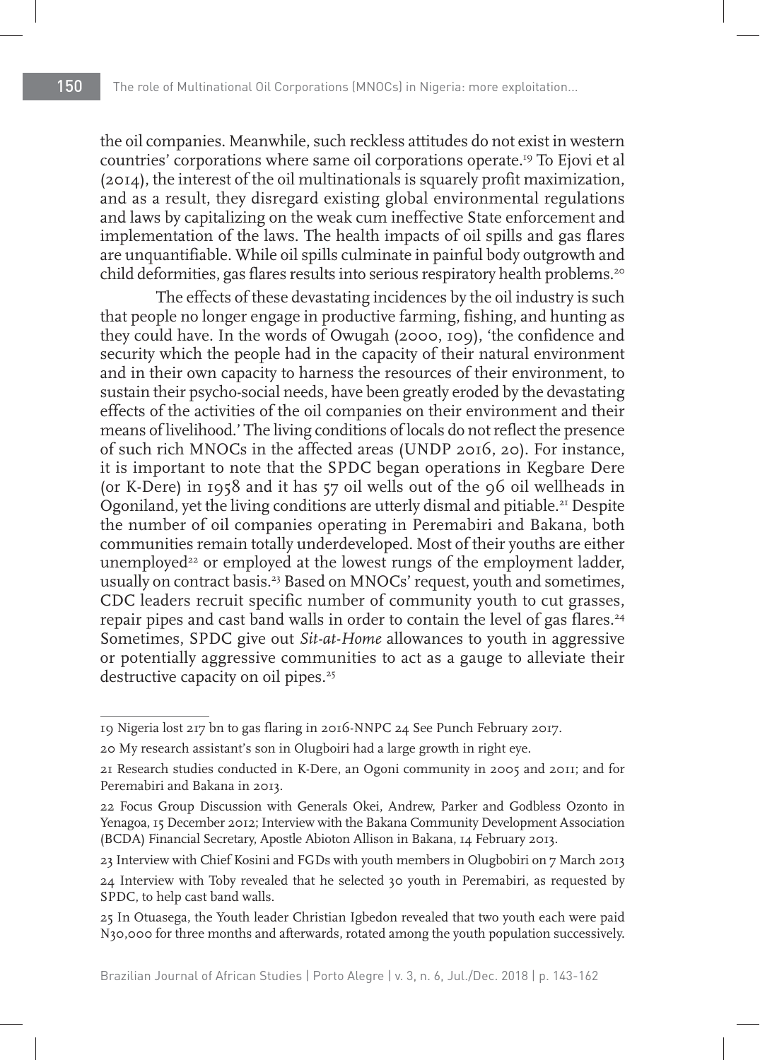the oil companies. Meanwhile, such reckless attitudes do not exist in western countries' corporations where same oil corporations operate.[19] To Ejovi et al (2014), the interest of the oil multinationals is squarely profit maximization, and as a result, they disregard existing global environmental regulations and laws by capitalizing on the weak cum ineffective State enforcement and implementation of the laws. The health impacts of oil spills and gas flares are unquantifiable. While oil spills culminate in painful body outgrowth and child deformities, gas flares results into serious respiratory health problems.[20]

The effects of these devastating incidences by the oil industry is such that people no longer engage in productive farming, fishing, and hunting as they could have. In the words of Owugah (2000, 109), 'the confidence and security which the people had in the capacity of their natural environment and in their own capacity to harness the resources of their environment, to sustain their psycho-social needs, have been greatly eroded by the devastating effects of the activities of the oil companies on their environment and their means of livelihood.' The living conditions of locals do not reflect the presence of such rich MNOCs in the affected areas (UNDP 2016, 20). For instance, it is important to note that the SPDC began operations in Kegbare Dere (or K-Dere) in 1958 and it has 57 oil wells out of the 96 oil wellheads in Ogoniland, yet the living conditions are utterly dismal and pitiable.[21] Despite the number of oil companies operating in Peremabiri and Bakana, both communities remain totally underdeveloped. Most of their youths are either unemployed[22] or employed at the lowest rungs of the employment ladder, usually on contract basis.[23] Based on MNOCs' request, youth and sometimes, CDC leaders recruit specific number of community youth to cut grasses, repair pipes and cast band walls in order to contain the level of gas flares.[24] Sometimes, SPDC give out *Sit-at-Home* allowances to youth in aggressive or potentially aggressive communities to act as a gauge to alleviate their destructive capacity on oil pipes.[25]

---

19 Nigeria lost 217 bn to gas flaring in 2016-NNPC 24 See Punch February 2017.

20 My research assistant's son in Olugboiri had a large growth in right eye.

21 Research studies conducted in K-Dere, an Ogoni community in 2005 and 2011; and for Peremabiri and Bakana in 2013.

22 Focus Group Discussion with Generals Okei, Andrew, Parker and Godbless Ozonto in Yenagoa, 15 December 2012; Interview with the Bakana Community Development Association (BCDA) Financial Secretary, Apostle Abioton Allison in Bakana, 14 February 2013.

23 Interview with Chief Kosini and FGDs with youth members in Olugbobiri on 7 March 2013

24 Interview with Toby revealed that he selected 30 youth in Peremabiri, as requested by SPDC, to help cast band walls.

25 In Otuasega, the Youth leader Christian Igbedon revealed that two youth each were paid N30,000 for three months and afterwards, rotated among the youth population successively.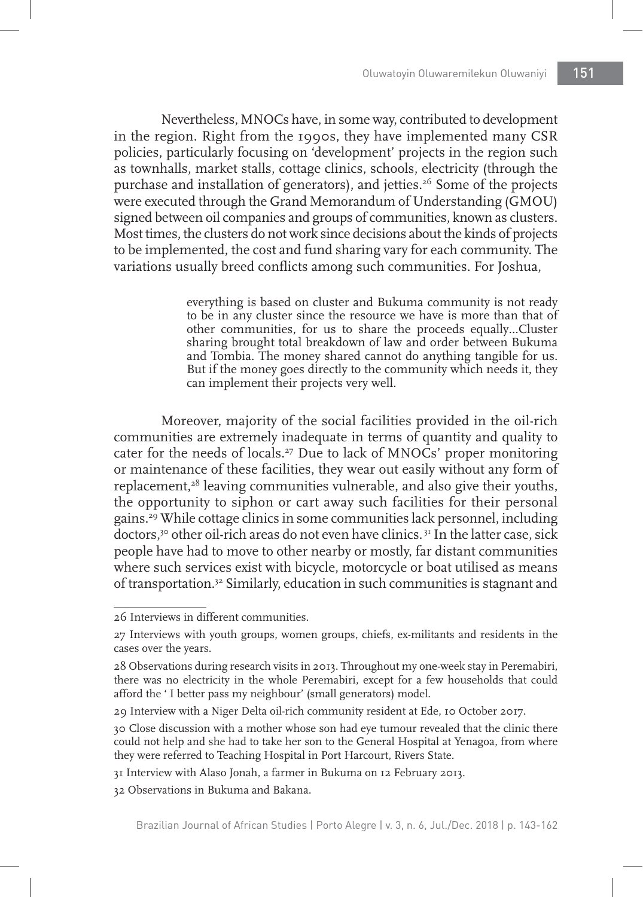Nevertheless, MNOCs have, in some way, contributed to development in the region. Right from the 1990s, they have implemented many CSR policies, particularly focusing on 'development' projects in the region such as townhalls, market stalls, cottage clinics, schools, electricity (through the purchase and installation of generators), and jetties.[26] Some of the projects were executed through the Grand Memorandum of Understanding (GMOU) signed between oil companies and groups of communities, known as clusters. Most times, the clusters do not work since decisions about the kinds of projects to be implemented, the cost and fund sharing vary for each community. The variations usually breed conflicts among such communities. For Joshua,

> everything is based on cluster and Bukuma community is not ready to be in any cluster since the resource we have is more than that of other communities, for us to share the proceeds equally...Cluster sharing brought total breakdown of law and order between Bukuma and Tombia. The money shared cannot do anything tangible for us. But if the money goes directly to the community which needs it, they can implement their projects very well.

Moreover, majority of the social facilities provided in the oil-rich communities are extremely inadequate in terms of quantity and quality to cater for the needs of locals.[27] Due to lack of MNOCs' proper monitoring or maintenance of these facilities, they wear out easily without any form of replacement,[28] leaving communities vulnerable, and also give their youths, the opportunity to siphon or cart away such facilities for their personal gains.[29] While cottage clinics in some communities lack personnel, including doctors,[30] other oil-rich areas do not even have clinics.[31] In the latter case, sick people have had to move to other nearby or mostly, far distant communities where such services exist with bicycle, motorcycle or boat utilised as means of transportation.[32] Similarly, education in such communities is stagnant and

---

26 Interviews in different communities.

27 Interviews with youth groups, women groups, chiefs, ex-militants and residents in the cases over the years.

28 Observations during research visits in 2013. Throughout my one-week stay in Peremabiri, there was no electricity in the whole Peremabiri, except for a few households that could afford the ' I better pass my neighbour' (small generators) model.

29 Interview with a Niger Delta oil-rich community resident at Ede, 10 October 2017.

30 Close discussion with a mother whose son had eye tumour revealed that the clinic there could not help and she had to take her son to the General Hospital at Yenagoa, from where they were referred to Teaching Hospital in Port Harcourt, Rivers State.

31 Interview with Alaso Jonah, a farmer in Bukuma on 12 February 2013.

32 Observations in Bukuma and Bakana.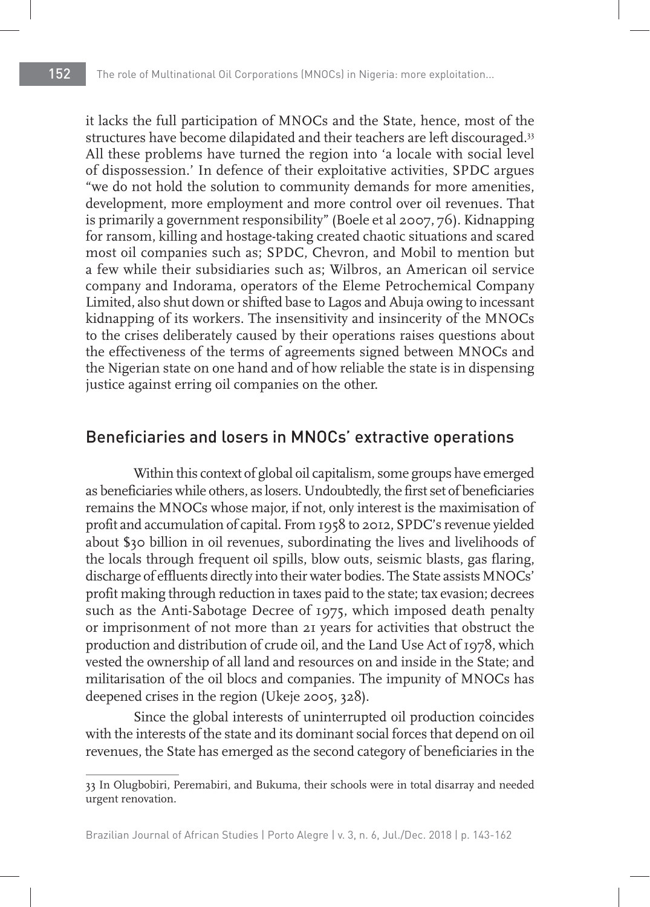it lacks the full participation of MNOCs and the State, hence, most of the structures have become dilapidated and their teachers are left discouraged.[33] All these problems have turned the region into 'a locale with social level of dispossession.' In defence of their exploitative activities, SPDC argues "we do not hold the solution to community demands for more amenities, development, more employment and more control over oil revenues. That is primarily a government responsibility" (Boele et al 2007, 76). Kidnapping for ransom, killing and hostage-taking created chaotic situations and scared most oil companies such as; SPDC, Chevron, and Mobil to mention but a few while their subsidiaries such as; Wilbros, an American oil service company and Indorama, operators of the Eleme Petrochemical Company Limited, also shut down or shifted base to Lagos and Abuja owing to incessant kidnapping of its workers. The insensitivity and insincerity of the MNOCs to the crises deliberately caused by their operations raises questions about the effectiveness of the terms of agreements signed between MNOCs and the Nigerian state on one hand and of how reliable the state is in dispensing justice against erring oil companies on the other.

## Beneficiaries and losers in MNOCs' extractive operations

Within this context of global oil capitalism, some groups have emerged as beneficiaries while others, as losers. Undoubtedly, the first set of beneficiaries remains the MNOCs whose major, if not, only interest is the maximisation of profit and accumulation of capital. From 1958 to 2012, SPDC's revenue yielded about $30 billion in oil revenues, subordinating the lives and livelihoods of the locals through frequent oil spills, blow outs, seismic blasts, gas flaring, discharge of effluents directly into their water bodies. The State assists MNOCs' profit making through reduction in taxes paid to the state; tax evasion; decrees such as the Anti-Sabotage Decree of 1975, which imposed death penalty or imprisonment of not more than 21 years for activities that obstruct the production and distribution of crude oil, and the Land Use Act of 1978, which vested the ownership of all land and resources on and inside in the State; and militarisation of the oil blocs and companies. The impunity of MNOCs has deepened crises in the region (Ukeje 2005, 328).

Since the global interests of uninterrupted oil production coincides with the interests of the state and its dominant social forces that depend on oil revenues, the State has emerged as the second category of beneficiaries in the

---

33 In Olugbobiri, Peremabiri, and Bukuma, their schools were in total disarray and needed urgent renovation.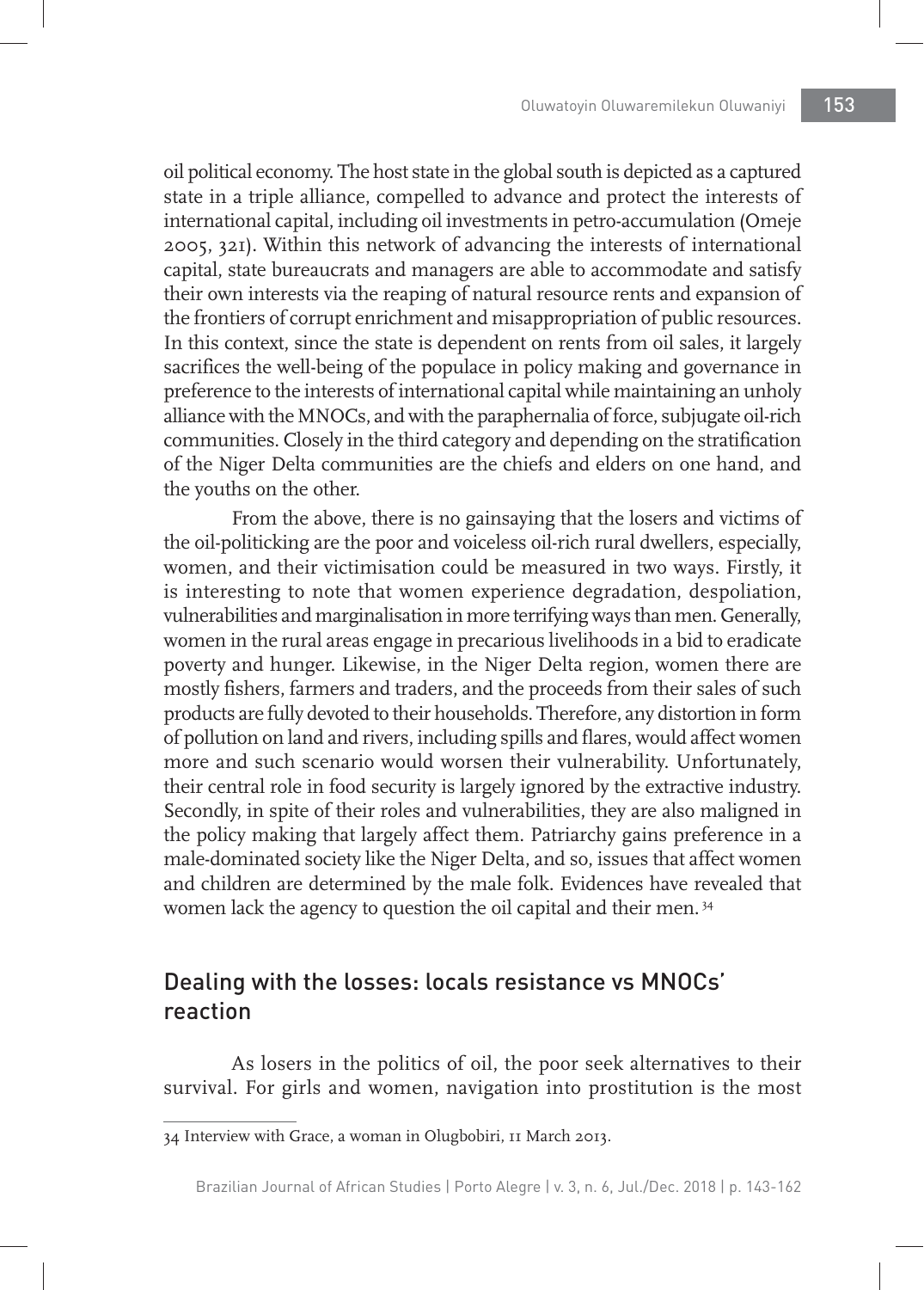oil political economy. The host state in the global south is depicted as a captured state in a triple alliance, compelled to advance and protect the interests of international capital, including oil investments in petro-accumulation (Omeje 2005, 321). Within this network of advancing the interests of international capital, state bureaucrats and managers are able to accommodate and satisfy their own interests via the reaping of natural resource rents and expansion of the frontiers of corrupt enrichment and misappropriation of public resources. In this context, since the state is dependent on rents from oil sales, it largely sacrifices the well-being of the populace in policy making and governance in preference to the interests of international capital while maintaining an unholy alliance with the MNOCs, and with the paraphernalia of force, subjugate oil-rich communities. Closely in the third category and depending on the stratification of the Niger Delta communities are the chiefs and elders on one hand, and the youths on the other.

From the above, there is no gainsaying that the losers and victims of the oil-politicking are the poor and voiceless oil-rich rural dwellers, especially, women, and their victimisation could be measured in two ways. Firstly, it is interesting to note that women experience degradation, despoliation, vulnerabilities and marginalisation in more terrifying ways than men. Generally, women in the rural areas engage in precarious livelihoods in a bid to eradicate poverty and hunger. Likewise, in the Niger Delta region, women there are mostly fishers, farmers and traders, and the proceeds from their sales of such products are fully devoted to their households. Therefore, any distortion in form of pollution on land and rivers, including spills and flares, would affect women more and such scenario would worsen their vulnerability. Unfortunately, their central role in food security is largely ignored by the extractive industry. Secondly, in spite of their roles and vulnerabilities, they are also maligned in the policy making that largely affect them. Patriarchy gains preference in a male-dominated society like the Niger Delta, and so, issues that affect women and children are determined by the male folk. Evidences have revealed that women lack the agency to question the oil capital and their men.[34]

## Dealing with the losses: locals resistance vs MNOCs' reaction

As losers in the politics of oil, the poor seek alternatives to their survival. For girls and women, navigation into prostitution is the most

---

34 Interview with Grace, a woman in Olugbobiri, 11 March 2013.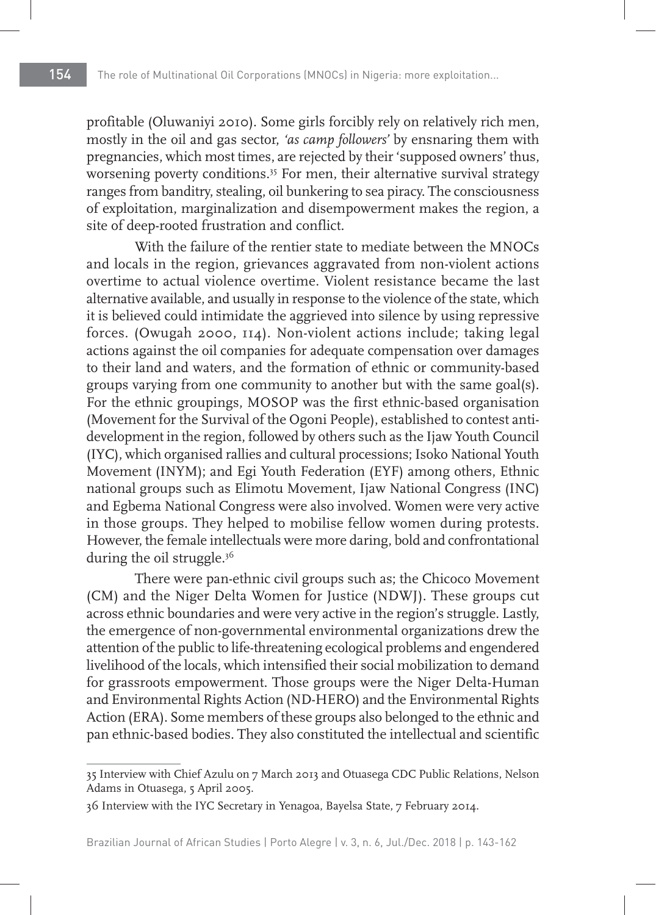profitable (Oluwaniyi 2010). Some girls forcibly rely on relatively rich men, mostly in the oil and gas sector, *'as camp followers'* by ensnaring them with pregnancies, which most times, are rejected by their 'supposed owners' thus, worsening poverty conditions.[35] For men, their alternative survival strategy ranges from banditry, stealing, oil bunkering to sea piracy. The consciousness of exploitation, marginalization and disempowerment makes the region, a site of deep-rooted frustration and conflict.

With the failure of the rentier state to mediate between the MNOCs and locals in the region, grievances aggravated from non-violent actions overtime to actual violence overtime. Violent resistance became the last alternative available, and usually in response to the violence of the state, which it is believed could intimidate the aggrieved into silence by using repressive forces. (Owugah 2000, 114). Non-violent actions include; taking legal actions against the oil companies for adequate compensation over damages to their land and waters, and the formation of ethnic or community-based groups varying from one community to another but with the same goal(s). For the ethnic groupings, MOSOP was the first ethnic-based organisation (Movement for the Survival of the Ogoni People), established to contest anti-development in the region, followed by others such as the Ijaw Youth Council (IYC), which organised rallies and cultural processions; Isoko National Youth Movement (INYM); and Egi Youth Federation (EYF) among others, Ethnic national groups such as Elimotu Movement, Ijaw National Congress (INC) and Egbema National Congress were also involved. Women were very active in those groups. They helped to mobilise fellow women during protests. However, the female intellectuals were more daring, bold and confrontational during the oil struggle.[36]

There were pan-ethnic civil groups such as; the Chicoco Movement (CM) and the Niger Delta Women for Justice (NDWJ). These groups cut across ethnic boundaries and were very active in the region's struggle. Lastly, the emergence of non-governmental environmental organizations drew the attention of the public to life-threatening ecological problems and engendered livelihood of the locals, which intensified their social mobilization to demand for grassroots empowerment. Those groups were the Niger Delta-Human and Environmental Rights Action (ND-HERO) and the Environmental Rights Action (ERA). Some members of these groups also belonged to the ethnic and pan ethnic-based bodies. They also constituted the intellectual and scientific

---

35 Interview with Chief Azulu on 7 March 2013 and Otuasega CDC Public Relations, Nelson Adams in Otuasega, 5 April 2005.

36 Interview with the IYC Secretary in Yenagoa, Bayelsa State, 7 February 2014.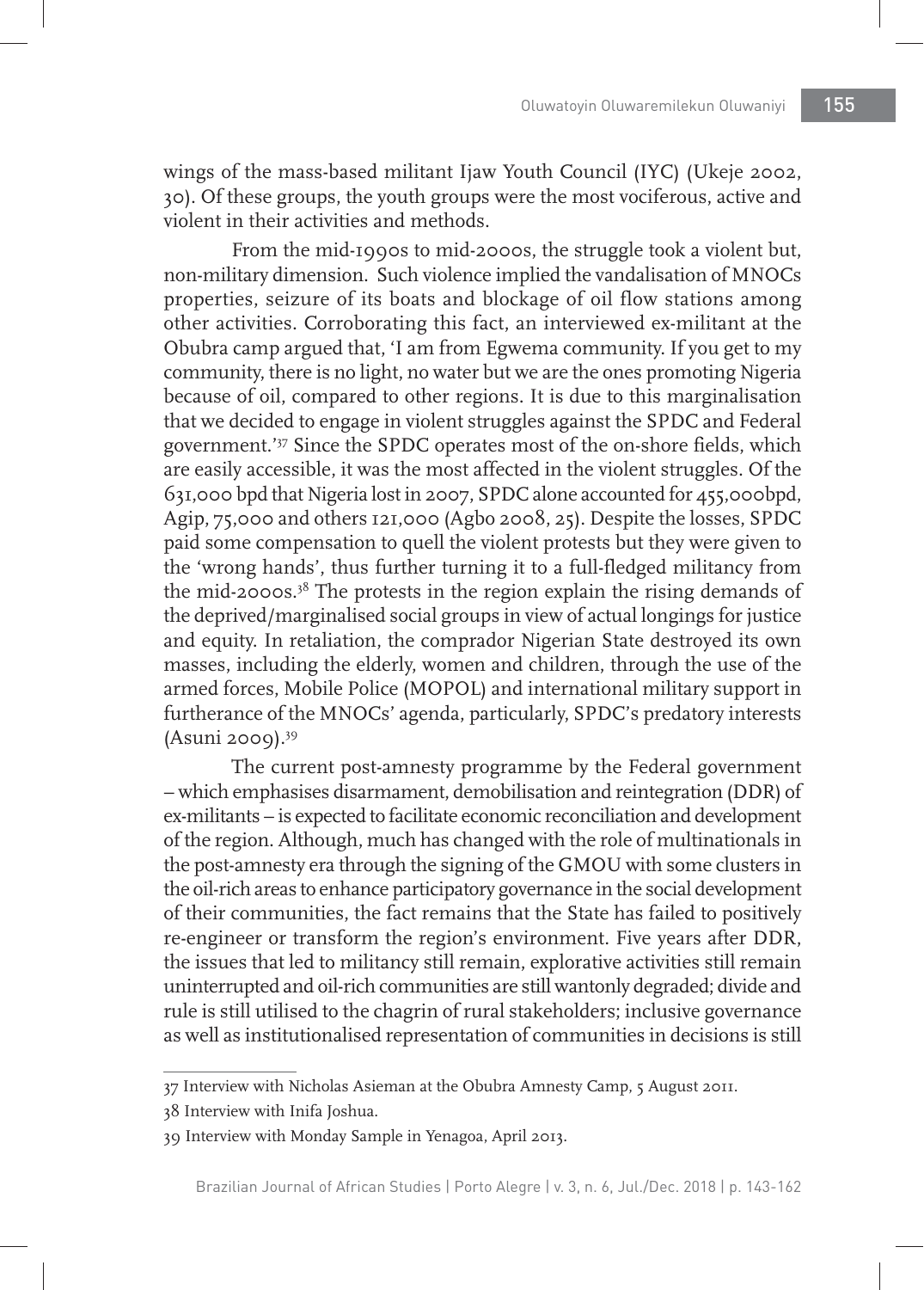wings of the mass-based militant Ijaw Youth Council (IYC) (Ukeje 2002, 30). Of these groups, the youth groups were the most vociferous, active and violent in their activities and methods.

From the mid-1990s to mid-2000s, the struggle took a violent but, non-military dimension. Such violence implied the vandalisation of MNOCs properties, seizure of its boats and blockage of oil flow stations among other activities. Corroborating this fact, an interviewed ex-militant at the Obubra camp argued that, 'I am from Egwema community. If you get to my community, there is no light, no water but we are the ones promoting Nigeria because of oil, compared to other regions. It is due to this marginalisation that we decided to engage in violent struggles against the SPDC and Federal government.'[37] Since the SPDC operates most of the on-shore fields, which are easily accessible, it was the most affected in the violent struggles. Of the 631,000 bpd that Nigeria lost in 2007, SPDC alone accounted for 455,000bpd, Agip, 75,000 and others 121,000 (Agbo 2008, 25). Despite the losses, SPDC paid some compensation to quell the violent protests but they were given to the 'wrong hands', thus further turning it to a full-fledged militancy from the mid-2000s.[38] The protests in the region explain the rising demands of the deprived/marginalised social groups in view of actual longings for justice and equity. In retaliation, the comprador Nigerian State destroyed its own masses, including the elderly, women and children, through the use of the armed forces, Mobile Police (MOPOL) and international military support in furtherance of the MNOCs' agenda, particularly, SPDC's predatory interests (Asuni 2009).[39]

The current post-amnesty programme by the Federal government – which emphasises disarmament, demobilisation and reintegration (DDR) of ex-militants – is expected to facilitate economic reconciliation and development of the region. Although, much has changed with the role of multinationals in the post-amnesty era through the signing of the GMOU with some clusters in the oil-rich areas to enhance participatory governance in the social development of their communities, the fact remains that the State has failed to positively re-engineer or transform the region's environment. Five years after DDR, the issues that led to militancy still remain, explorative activities still remain uninterrupted and oil-rich communities are still wantonly degraded; divide and rule is still utilised to the chagrin of rural stakeholders; inclusive governance as well as institutionalised representation of communities in decisions is still

---

37 Interview with Nicholas Asieman at the Obubra Amnesty Camp, 5 August 2011.

38 Interview with Inifa Joshua.

39 Interview with Monday Sample in Yenagoa, April 2013.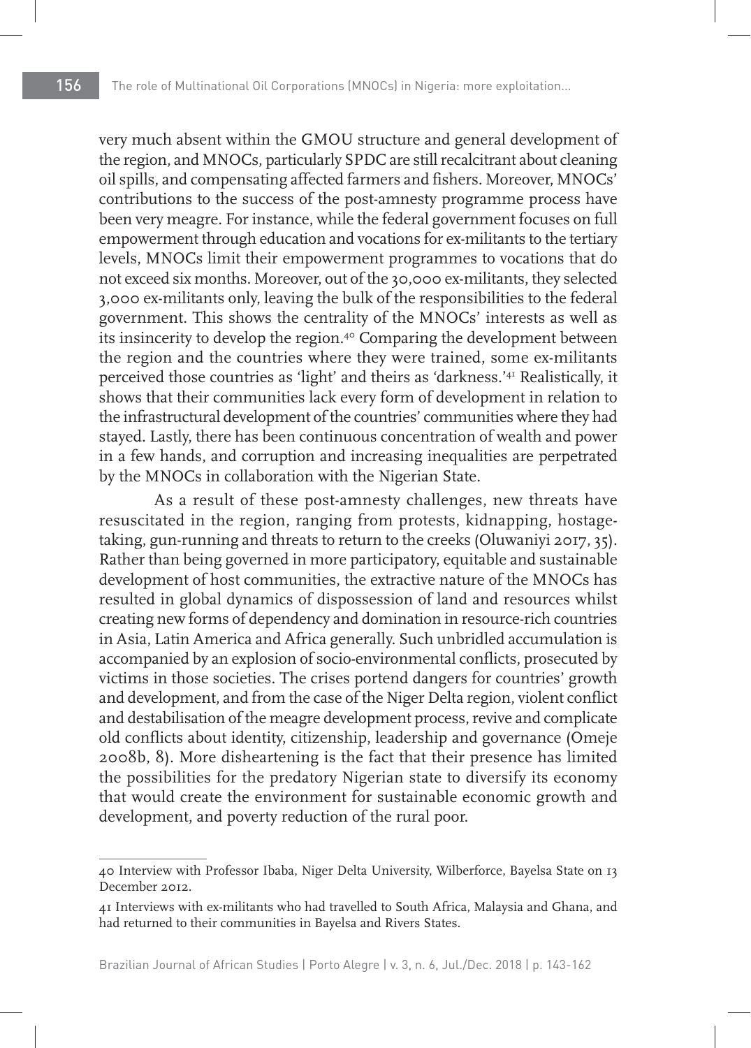very much absent within the GMOU structure and general development of the region, and MNOCs, particularly SPDC are still recalcitrant about cleaning oil spills, and compensating affected farmers and fishers. Moreover, MNOCs' contributions to the success of the post-amnesty programme process have been very meagre. For instance, while the federal government focuses on full empowerment through education and vocations for ex-militants to the tertiary levels, MNOCs limit their empowerment programmes to vocations that do not exceed six months. Moreover, out of the 30,000 ex-militants, they selected 3,000 ex-militants only, leaving the bulk of the responsibilities to the federal government. This shows the centrality of the MNOCs' interests as well as its insincerity to develop the region.[40] Comparing the development between the region and the countries where they were trained, some ex-militants perceived those countries as 'light' and theirs as 'darkness.'[41] Realistically, it shows that their communities lack every form of development in relation to the infrastructural development of the countries' communities where they had stayed. Lastly, there has been continuous concentration of wealth and power in a few hands, and corruption and increasing inequalities are perpetrated by the MNOCs in collaboration with the Nigerian State.

As a result of these post-amnesty challenges, new threats have resuscitated in the region, ranging from protests, kidnapping, hostage-taking, gun-running and threats to return to the creeks (Oluwaniyi 2017, 35). Rather than being governed in more participatory, equitable and sustainable development of host communities, the extractive nature of the MNOCs has resulted in global dynamics of dispossession of land and resources whilst creating new forms of dependency and domination in resource-rich countries in Asia, Latin America and Africa generally. Such unbridled accumulation is accompanied by an explosion of socio-environmental conflicts, prosecuted by victims in those societies. The crises portend dangers for countries' growth and development, and from the case of the Niger Delta region, violent conflict and destabilisation of the meagre development process, revive and complicate old conflicts about identity, citizenship, leadership and governance (Omeje 2008b, 8). More disheartening is the fact that their presence has limited the possibilities for the predatory Nigerian state to diversify its economy that would create the environment for sustainable economic growth and development, and poverty reduction of the rural poor.

---

40 Interview with Professor Ibaba, Niger Delta University, Wilberforce, Bayelsa State on 13 December 2012.

41 Interviews with ex-militants who had travelled to South Africa, Malaysia and Ghana, and had returned to their communities in Bayelsa and Rivers States.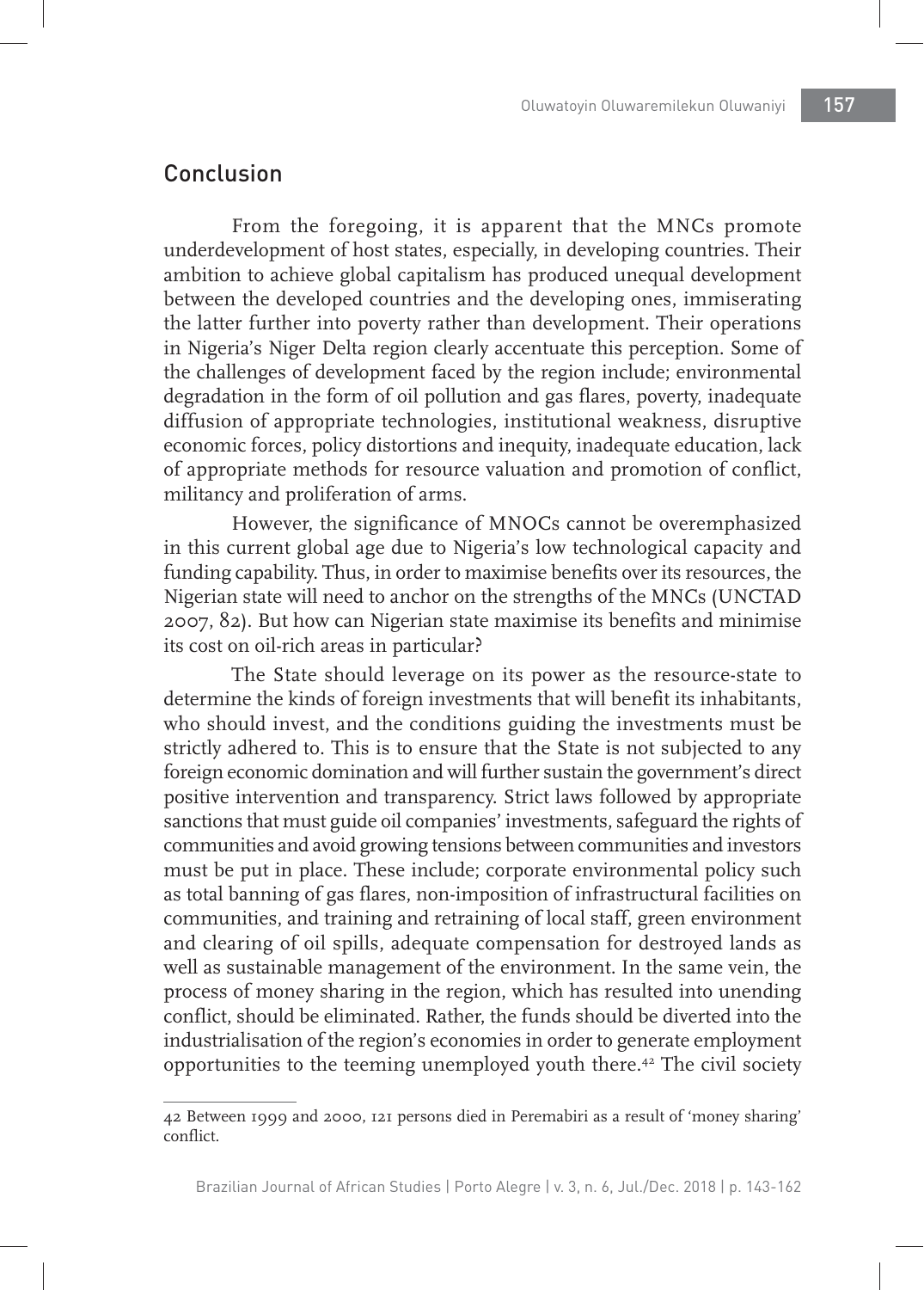## Conclusion

From the foregoing, it is apparent that the MNCs promote underdevelopment of host states, especially, in developing countries. Their ambition to achieve global capitalism has produced unequal development between the developed countries and the developing ones, immiserating the latter further into poverty rather than development. Their operations in Nigeria's Niger Delta region clearly accentuate this perception. Some of the challenges of development faced by the region include; environmental degradation in the form of oil pollution and gas flares, poverty, inadequate diffusion of appropriate technologies, institutional weakness, disruptive economic forces, policy distortions and inequity, inadequate education, lack of appropriate methods for resource valuation and promotion of conflict, militancy and proliferation of arms.

However, the significance of MNOCs cannot be overemphasized in this current global age due to Nigeria's low technological capacity and funding capability. Thus, in order to maximise benefits over its resources, the Nigerian state will need to anchor on the strengths of the MNCs (UNCTAD 2007, 82). But how can Nigerian state maximise its benefits and minimise its cost on oil-rich areas in particular?

The State should leverage on its power as the resource-state to determine the kinds of foreign investments that will benefit its inhabitants, who should invest, and the conditions guiding the investments must be strictly adhered to. This is to ensure that the State is not subjected to any foreign economic domination and will further sustain the government's direct positive intervention and transparency. Strict laws followed by appropriate sanctions that must guide oil companies' investments, safeguard the rights of communities and avoid growing tensions between communities and investors must be put in place. These include; corporate environmental policy such as total banning of gas flares, non-imposition of infrastructural facilities on communities, and training and retraining of local staff, green environment and clearing of oil spills, adequate compensation for destroyed lands as well as sustainable management of the environment. In the same vein, the process of money sharing in the region, which has resulted into unending conflict, should be eliminated. Rather, the funds should be diverted into the industrialisation of the region's economies in order to generate employment opportunities to the teeming unemployed youth there.[42] The civil society

---

42 Between 1999 and 2000, 121 persons died in Peremabiri as a result of 'money sharing' conflict.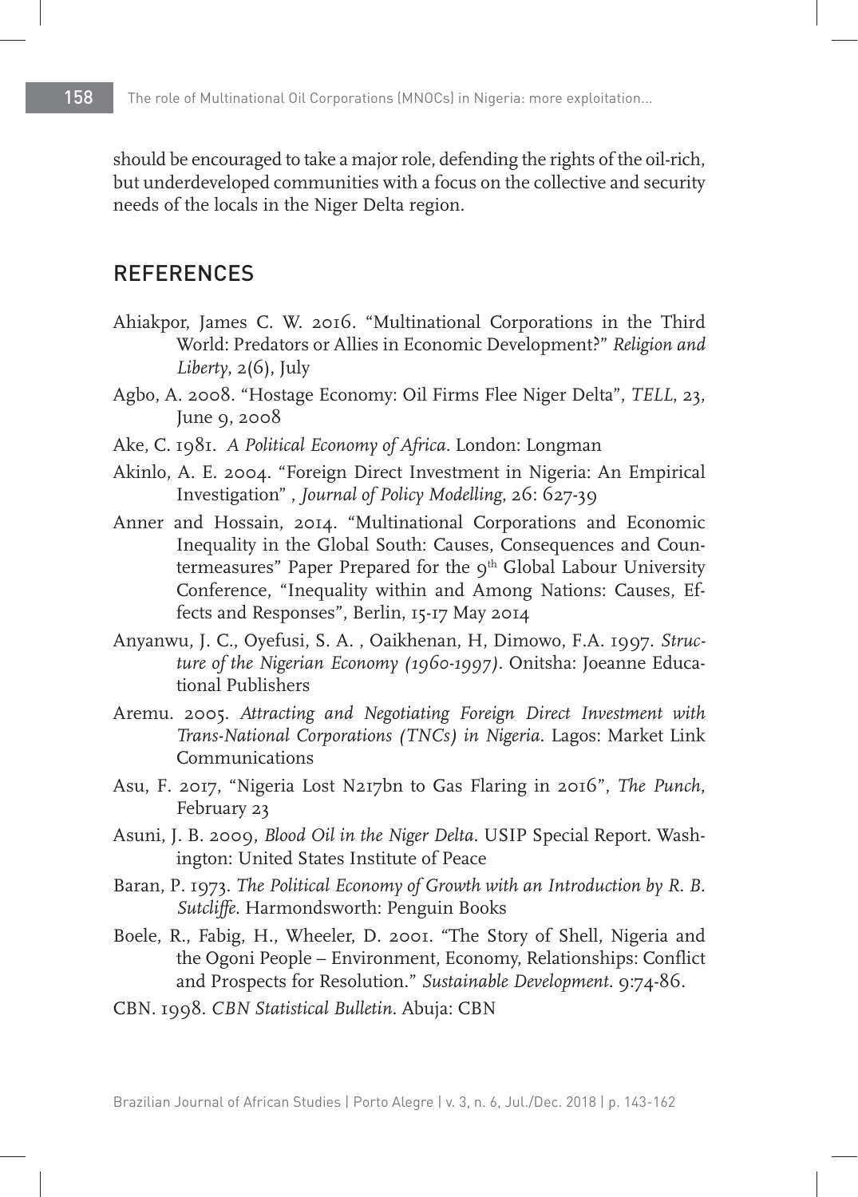should be encouraged to take a major role, defending the rights of the oil-rich, but underdeveloped communities with a focus on the collective and security needs of the locals in the Niger Delta region.

## REFERENCES

Ahiakpor, James C. W. 2016. "Multinational Corporations in the Third World: Predators or Allies in Economic Development?" *Religion and Liberty*, 2(6), July

Agbo, A. 2008. "Hostage Economy: Oil Firms Flee Niger Delta", *TELL*, 23, June 9, 2008

Ake, C. 1981. *A Political Economy of Africa*. London: Longman

Akinlo, A. E. 2004. "Foreign Direct Investment in Nigeria: An Empirical Investigation" , *Journal of Policy Modelling*, 26: 627-39

Anner and Hossain, 2014. "Multinational Corporations and Economic Inequality in the Global South: Causes, Consequences and Countermeasures" Paper Prepared for the 9th Global Labour University Conference, "Inequality within and Among Nations: Causes, Effects and Responses", Berlin, 15-17 May 2014

Anyanwu, J. C., Oyefusi, S. A. , Oaikhenan, H, Dimowo, F.A. 1997. *Structure of the Nigerian Economy (1960-1997)*. Onitsha: Joeanne Educational Publishers

Aremu. 2005. *Attracting and Negotiating Foreign Direct Investment with Trans-National Corporations (TNCs) in Nigeria*. Lagos: Market Link Communications

Asu, F. 2017, "Nigeria Lost N217bn to Gas Flaring in 2016", *The Punch*, February 23

Asuni, J. B. 2009, *Blood Oil in the Niger Delta*. USIP Special Report. Washington: United States Institute of Peace

Baran, P. 1973. *The Political Economy of Growth with an Introduction by R. B. Sutcliffe*. Harmondsworth: Penguin Books

Boele, R., Fabig, H., Wheeler, D. 2001. "The Story of Shell, Nigeria and the Ogoni People – Environment, Economy, Relationships: Conflict and Prospects for Resolution." *Sustainable Development*. 9:74-86.

CBN. 1998. *CBN Statistical Bulletin*. Abuja: CBN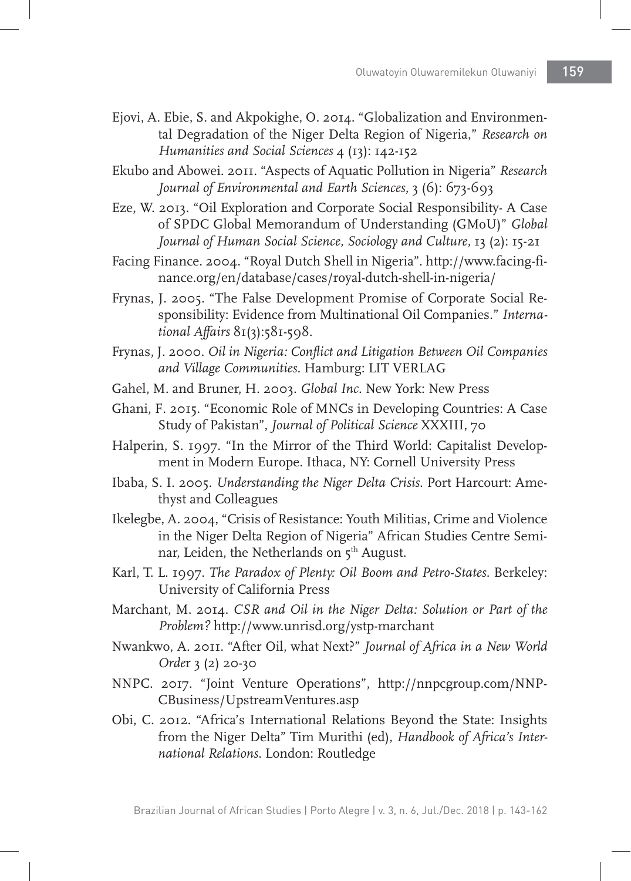Ejovi, A. Ebie, S. and Akpokighe, O. 2014. "Globalization and Environmental Degradation of the Niger Delta Region of Nigeria," *Research on Humanities and Social Sciences* 4 (13): 142-152

Ekubo and Abowei. 2011. "Aspects of Aquatic Pollution in Nigeria" *Research Journal of Environmental and Earth Sciences*, 3 (6): 673-693

Eze, W. 2013. "Oil Exploration and Corporate Social Responsibility- A Case of SPDC Global Memorandum of Understanding (GMoU)" *Global Journal of Human Social Science, Sociology and Culture*, 13 (2): 15-21

Facing Finance. 2004. "Royal Dutch Shell in Nigeria". http://www.facing-finance.org/en/database/cases/royal-dutch-shell-in-nigeria/

Frynas, J. 2005. "The False Development Promise of Corporate Social Responsibility: Evidence from Multinational Oil Companies." *International Affairs* 81(3):581-598.

Frynas, J. 2000. *Oil in Nigeria: Conflict and Litigation Between Oil Companies and Village Communities*. Hamburg: LIT VERLAG

Gahel, M. and Bruner, H. 2003. *Global Inc*. New York: New Press

Ghani, F. 2015. "Economic Role of MNCs in Developing Countries: A Case Study of Pakistan", *Journal of Political Science* XXXIII, 70

Halperin, S. 1997. "In the Mirror of the Third World: Capitalist Development in Modern Europe. Ithaca, NY: Cornell University Press

Ibaba, S. I. 2005. *Understanding the Niger Delta Crisis*. Port Harcourt: Amethyst and Colleagues

Ikelegbe, A. 2004, "Crisis of Resistance: Youth Militias, Crime and Violence in the Niger Delta Region of Nigeria" African Studies Centre Seminar, Leiden, the Netherlands on 5th August.

Karl, T. L. 1997. *The Paradox of Plenty: Oil Boom and Petro-States*. Berkeley: University of California Press

Marchant, M. 2014. *CSR and Oil in the Niger Delta: Solution or Part of the Problem?* http://www.unrisd.org/ystp-marchant

Nwankwo, A. 2011. "After Oil, what Next?" *Journal of Africa in a New World Order* 3 (2) 20-30

NNPC. 2017. "Joint Venture Operations", http://nnpcgroup.com/NNPCBusiness/UpstreamVentures.asp

Obi, C. 2012. "Africa's International Relations Beyond the State: Insights from the Niger Delta" Tim Murithi (ed), *Handbook of Africa's International Relations*. London: Routledge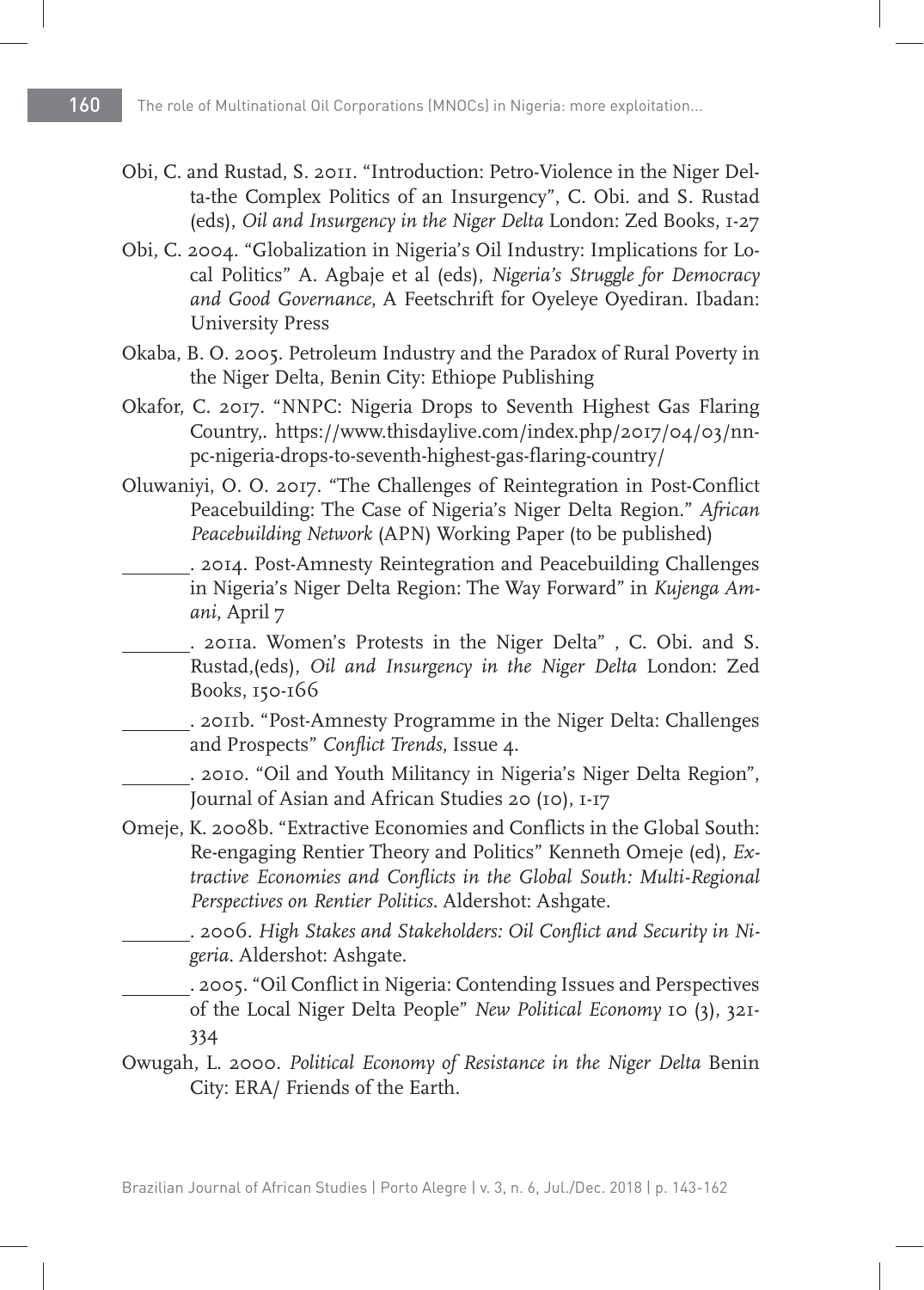Obi, C. and Rustad, S. 2011. "Introduction: Petro-Violence in the Niger Delta-the Complex Politics of an Insurgency", C. Obi. and S. Rustad (eds), *Oil and Insurgency in the Niger Delta* London: Zed Books, 1-27

Obi, C. 2004. "Globalization in Nigeria's Oil Industry: Implications for Local Politics" A. Agbaje et al (eds), *Nigeria's Struggle for Democracy and Good Governance,* A Feetschrift for Oyeleye Oyediran. Ibadan: University Press

Okaba, B. O. 2005. Petroleum Industry and the Paradox of Rural Poverty in the Niger Delta, Benin City: Ethiope Publishing

Okafor, C. 2017. "NNPC: Nigeria Drops to Seventh Highest Gas Flaring Country,. https://www.thisdaylive.com/index.php/2017/04/03/nnpc-nigeria-drops-to-seventh-highest-gas-flaring-country/

Oluwaniyi, O. O. 2017. "The Challenges of Reintegration in Post-Conflict Peacebuilding: The Case of Nigeria's Niger Delta Region." *African Peacebuilding Network* (APN) Working Paper (to be published)

_______. 2014. Post-Amnesty Reintegration and Peacebuilding Challenges in Nigeria's Niger Delta Region: The Way Forward" in *Kujenga Amani,* April 7

_______. 2011a. Women's Protests in the Niger Delta" , C. Obi. and S. Rustad,(eds), *Oil and Insurgency in the Niger Delta* London: Zed Books, 150-166

_______. 2011b. "Post-Amnesty Programme in the Niger Delta: Challenges and Prospects" *Conflict Trends,* Issue 4.

_______. 2010. "Oil and Youth Militancy in Nigeria's Niger Delta Region", Journal of Asian and African Studies 20 (10), 1-17

Omeje, K. 2008b. "Extractive Economies and Conflicts in the Global South: Re-engaging Rentier Theory and Politics" Kenneth Omeje (ed), *Extractive Economies and Conflicts in the Global South: Multi-Regional Perspectives on Rentier Politics*. Aldershot: Ashgate.

_______. 2006. *High Stakes and Stakeholders: Oil Conflict and Security in Nigeria*. Aldershot: Ashgate.

_______. 2005. "Oil Conflict in Nigeria: Contending Issues and Perspectives of the Local Niger Delta People" *New Political Economy* 10 (3), 321-334

Owugah, L. 2000. *Political Economy of Resistance in the Niger Delta* Benin City: ERA/ Friends of the Earth.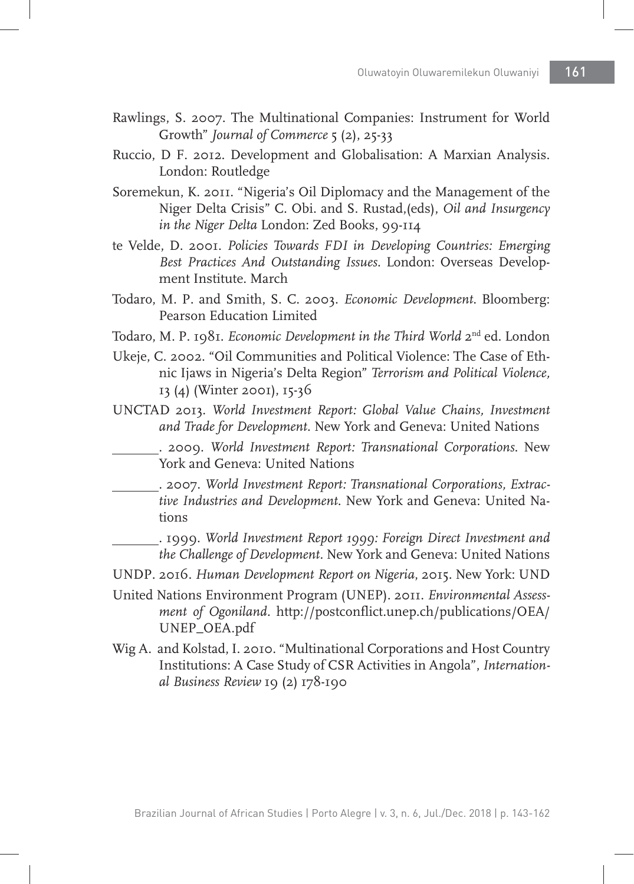Rawlings, S. 2007. The Multinational Companies: Instrument for World Growth" *Journal of Commerce* 5 (2), 25-33

Ruccio, D F. 2012. Development and Globalisation: A Marxian Analysis. London: Routledge

Soremekun, K. 2011. "Nigeria's Oil Diplomacy and the Management of the Niger Delta Crisis" C. Obi. and S. Rustad,(eds), *Oil and Insurgency in the Niger Delta* London: Zed Books, 99-114

te Velde, D. 2001. *Policies Towards FDI in Developing Countries: Emerging Best Practices And Outstanding Issues*. London: Overseas Development Institute. March

Todaro, M. P. and Smith, S. C. 2003. *Economic Development*. Bloomberg: Pearson Education Limited

Todaro, M. P. 1981. *Economic Development in the Third World* 2nd ed. London

Ukeje, C. 2002. "Oil Communities and Political Violence: The Case of Ethnic Ijaws in Nigeria's Delta Region" *Terrorism and Political Violence*, 13 (4) (Winter 2001), 15-36

UNCTAD 2013. *World Investment Report: Global Value Chains, Investment and Trade for Development*. New York and Geneva: United Nations

_______. 2009. *World Investment Report: Transnational Corporations*. New York and Geneva: United Nations

_______. 2007. *World Investment Report: Transnational Corporations, Extractive Industries and Development*. New York and Geneva: United Nations

_______. 1999. *World Investment Report 1999: Foreign Direct Investment and the Challenge of Development*. New York and Geneva: United Nations

UNDP. 2016. *Human Development Report on Nigeria*, 2015. New York: UND

United Nations Environment Program (UNEP). 2011. *Environmental Assessment of Ogoniland*. http://postconflict.unep.ch/publications/OEA/UNEP_OEA.pdf

Wig A. and Kolstad, I. 2010. "Multinational Corporations and Host Country Institutions: A Case Study of CSR Activities in Angola", *International Business Review* 19 (2) 178-190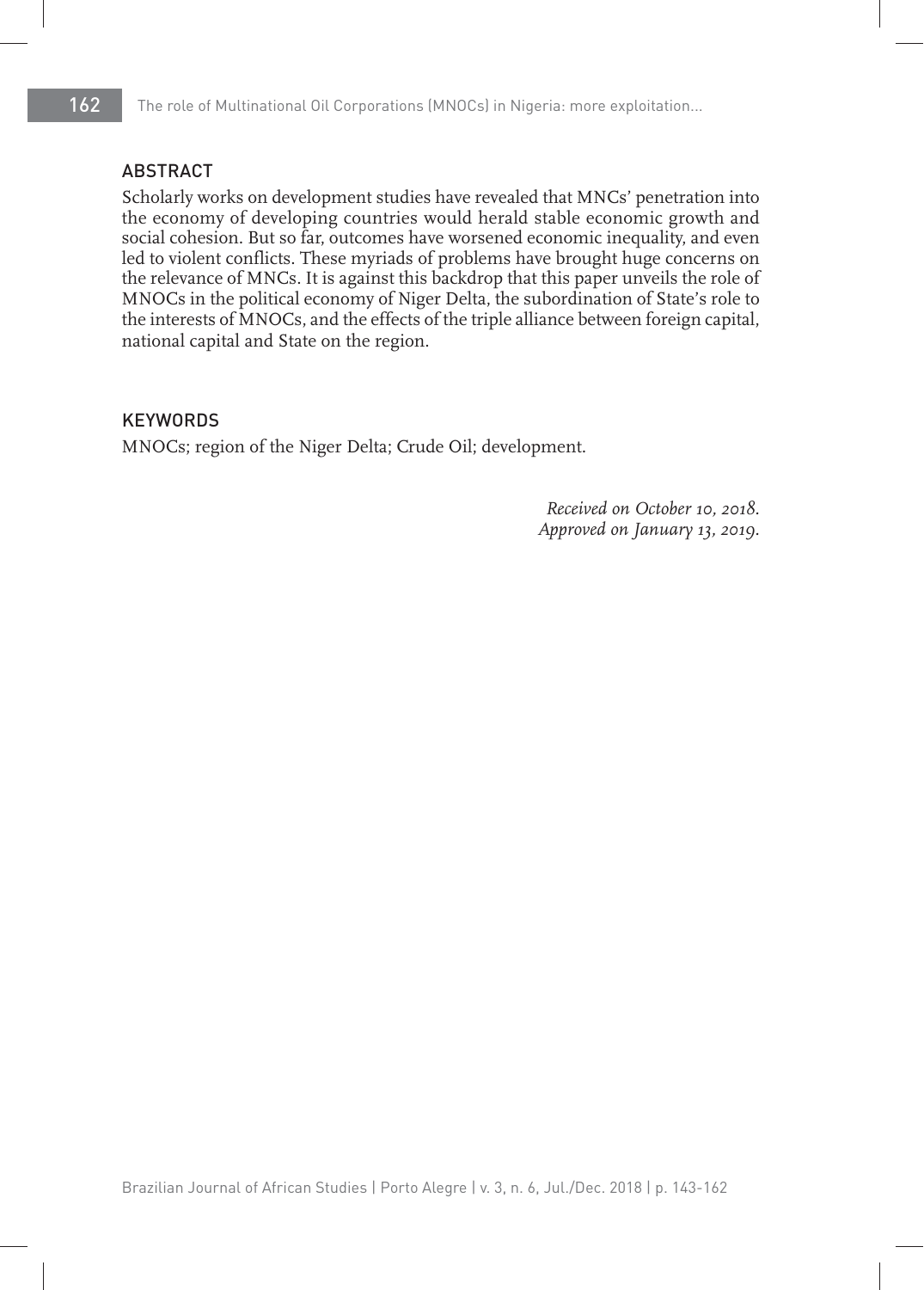## ABSTRACT

Scholarly works on development studies have revealed that MNCs' penetration into the economy of developing countries would herald stable economic growth and social cohesion. But so far, outcomes have worsened economic inequality, and even led to violent conflicts. These myriads of problems have brought huge concerns on the relevance of MNCs. It is against this backdrop that this paper unveils the role of MNOCs in the political economy of Niger Delta, the subordination of State's role to the interests of MNOCs, and the effects of the triple alliance between foreign capital, national capital and State on the region.

## KEYWORDS

MNOCs; region of the Niger Delta; Crude Oil; development.

*Received on October 10, 2018.*
*Approved on January 13, 2019.*